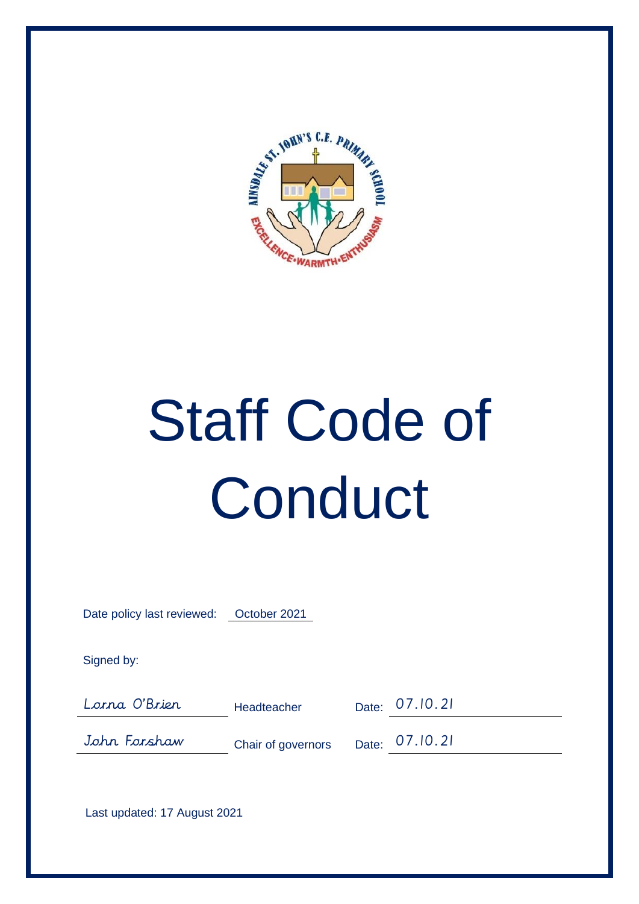# Staff Code of Conduct

Date policy last reviewed: October 2021

Signed by:

| | | |
|---|---|---|
| Lorna O'Brien | Headteacher | Date: 07.10.21 |
| John Forshaw | Chair of governors | Date: 07.10.21 |

Last updated: 17 August 2021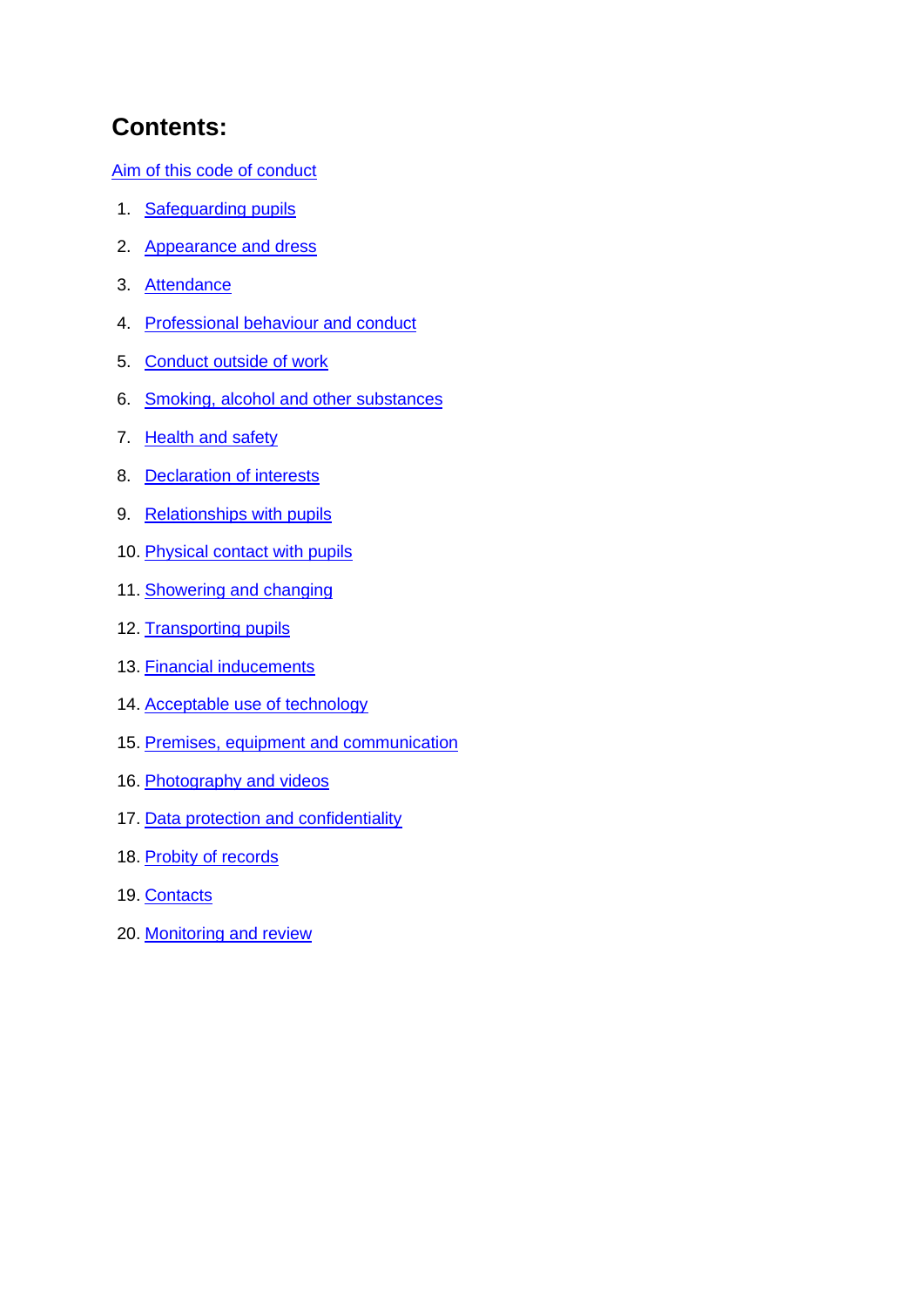# Contents:

Aim of this code of conduct

1. Safeguarding pupils
2. Appearance and dress
3. Attendance
4. Professional behaviour and conduct
5. Conduct outside of work
6. Smoking, alcohol and other substances
7. Health and safety
8. Declaration of interests
9. Relationships with pupils
10. Physical contact with pupils
11. Showering and changing
12. Transporting pupils
13. Financial inducements
14. Acceptable use of technology
15. Premises, equipment and communication
16. Photography and videos
17. Data protection and confidentiality
18. Probity of records
19. Contacts
20. Monitoring and review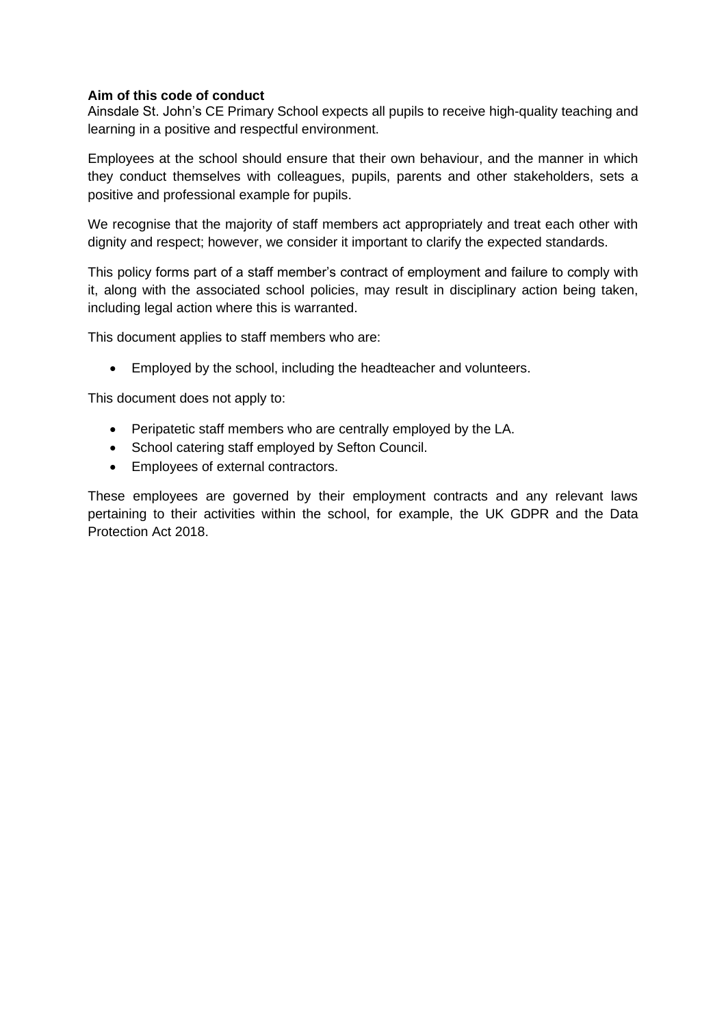**Aim of this code of conduct**

Ainsdale St. John's CE Primary School expects all pupils to receive high-quality teaching and learning in a positive and respectful environment.

Employees at the school should ensure that their own behaviour, and the manner in which they conduct themselves with colleagues, pupils, parents and other stakeholders, sets a positive and professional example for pupils.

We recognise that the majority of staff members act appropriately and treat each other with dignity and respect; however, we consider it important to clarify the expected standards.

This policy forms part of a staff member's contract of employment and failure to comply with it, along with the associated school policies, may result in disciplinary action being taken, including legal action where this is warranted.

This document applies to staff members who are:

- Employed by the school, including the headteacher and volunteers.

This document does not apply to:

- Peripatetic staff members who are centrally employed by the LA.
- School catering staff employed by Sefton Council.
- Employees of external contractors.

These employees are governed by their employment contracts and any relevant laws pertaining to their activities within the school, for example, the UK GDPR and the Data Protection Act 2018.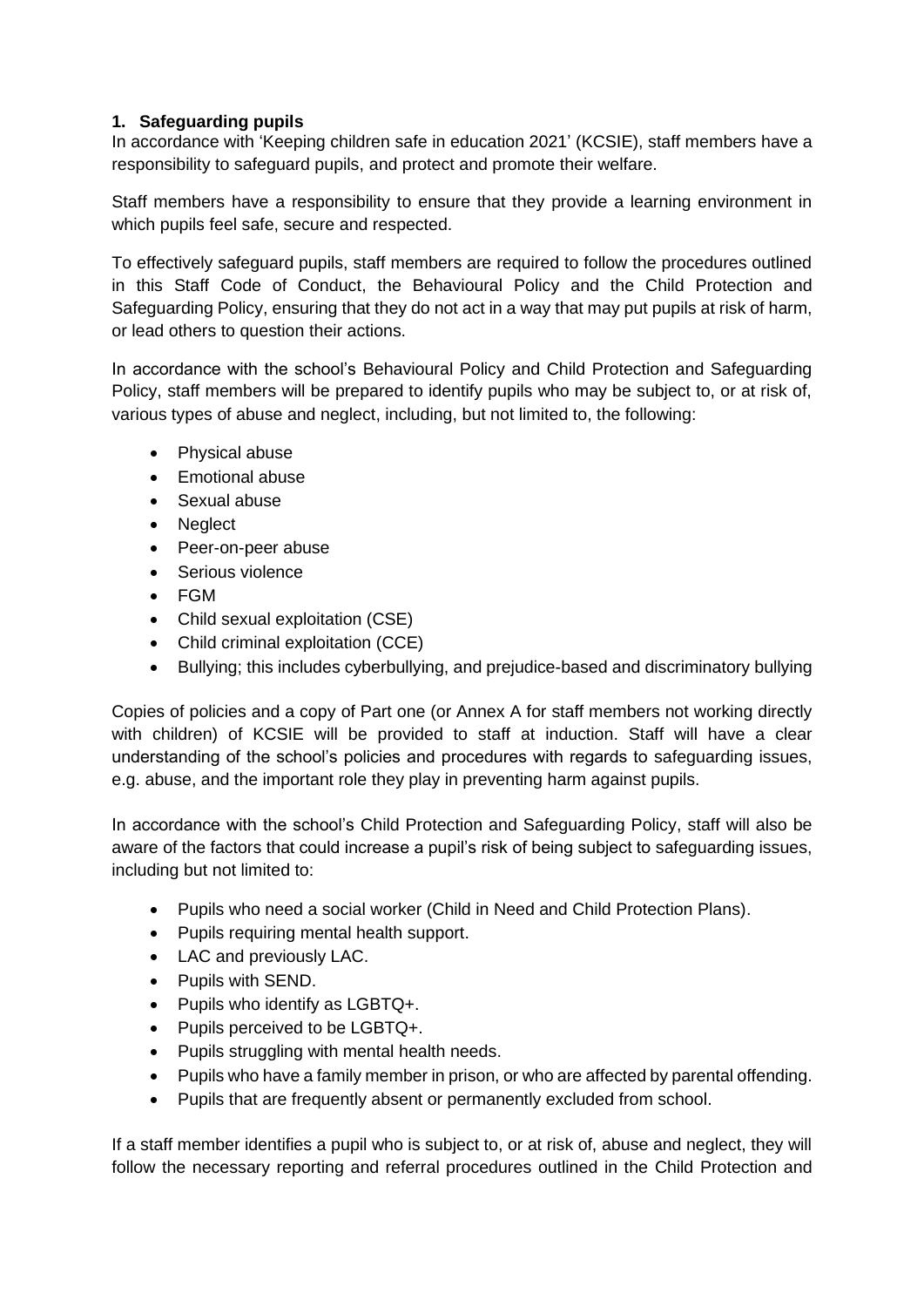## 1. Safeguarding pupils

In accordance with 'Keeping children safe in education 2021' (KCSIE), staff members have a responsibility to safeguard pupils, and protect and promote their welfare.

Staff members have a responsibility to ensure that they provide a learning environment in which pupils feel safe, secure and respected.

To effectively safeguard pupils, staff members are required to follow the procedures outlined in this Staff Code of Conduct, the Behavioural Policy and the Child Protection and Safeguarding Policy, ensuring that they do not act in a way that may put pupils at risk of harm, or lead others to question their actions.

In accordance with the school's Behavioural Policy and Child Protection and Safeguarding Policy, staff members will be prepared to identify pupils who may be subject to, or at risk of, various types of abuse and neglect, including, but not limited to, the following:

- Physical abuse
- Emotional abuse
- Sexual abuse
- Neglect
- Peer-on-peer abuse
- Serious violence
- FGM
- Child sexual exploitation (CSE)
- Child criminal exploitation (CCE)
- Bullying; this includes cyberbullying, and prejudice-based and discriminatory bullying

Copies of policies and a copy of Part one (or Annex A for staff members not working directly with children) of KCSIE will be provided to staff at induction. Staff will have a clear understanding of the school's policies and procedures with regards to safeguarding issues, e.g. abuse, and the important role they play in preventing harm against pupils.

In accordance with the school's Child Protection and Safeguarding Policy, staff will also be aware of the factors that could increase a pupil's risk of being subject to safeguarding issues, including but not limited to:

- Pupils who need a social worker (Child in Need and Child Protection Plans).
- Pupils requiring mental health support.
- LAC and previously LAC.
- Pupils with SEND.
- Pupils who identify as LGBTQ+.
- Pupils perceived to be LGBTQ+.
- Pupils struggling with mental health needs.
- Pupils who have a family member in prison, or who are affected by parental offending.
- Pupils that are frequently absent or permanently excluded from school.

If a staff member identifies a pupil who is subject to, or at risk of, abuse and neglect, they will follow the necessary reporting and referral procedures outlined in the Child Protection and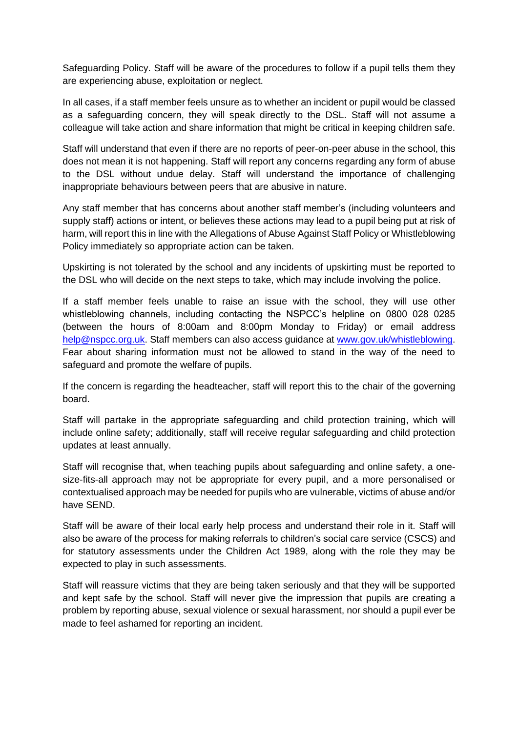Safeguarding Policy. Staff will be aware of the procedures to follow if a pupil tells them they are experiencing abuse, exploitation or neglect.

In all cases, if a staff member feels unsure as to whether an incident or pupil would be classed as a safeguarding concern, they will speak directly to the DSL. Staff will not assume a colleague will take action and share information that might be critical in keeping children safe.

Staff will understand that even if there are no reports of peer-on-peer abuse in the school, this does not mean it is not happening. Staff will report any concerns regarding any form of abuse to the DSL without undue delay. Staff will understand the importance of challenging inappropriate behaviours between peers that are abusive in nature.

Any staff member that has concerns about another staff member's (including volunteers and supply staff) actions or intent, or believes these actions may lead to a pupil being put at risk of harm, will report this in line with the Allegations of Abuse Against Staff Policy or Whistleblowing Policy immediately so appropriate action can be taken.

Upskirting is not tolerated by the school and any incidents of upskirting must be reported to the DSL who will decide on the next steps to take, which may include involving the police.

If a staff member feels unable to raise an issue with the school, they will use other whistleblowing channels, including contacting the NSPCC's helpline on 0800 028 0285 (between the hours of 8:00am and 8:00pm Monday to Friday) or email address [help@nspcc.org.uk](mailto:help@nspcc.org.uk). Staff members can also access guidance at [www.gov.uk/whistleblowing](http://www.gov.uk/whistleblowing). Fear about sharing information must not be allowed to stand in the way of the need to safeguard and promote the welfare of pupils.

If the concern is regarding the headteacher, staff will report this to the chair of the governing board.

Staff will partake in the appropriate safeguarding and child protection training, which will include online safety; additionally, staff will receive regular safeguarding and child protection updates at least annually.

Staff will recognise that, when teaching pupils about safeguarding and online safety, a one-size-fits-all approach may not be appropriate for every pupil, and a more personalised or contextualised approach may be needed for pupils who are vulnerable, victims of abuse and/or have SEND.

Staff will be aware of their local early help process and understand their role in it. Staff will also be aware of the process for making referrals to children's social care service (CSCS) and for statutory assessments under the Children Act 1989, along with the role they may be expected to play in such assessments.

Staff will reassure victims that they are being taken seriously and that they will be supported and kept safe by the school. Staff will never give the impression that pupils are creating a problem by reporting abuse, sexual violence or sexual harassment, nor should a pupil ever be made to feel ashamed for reporting an incident.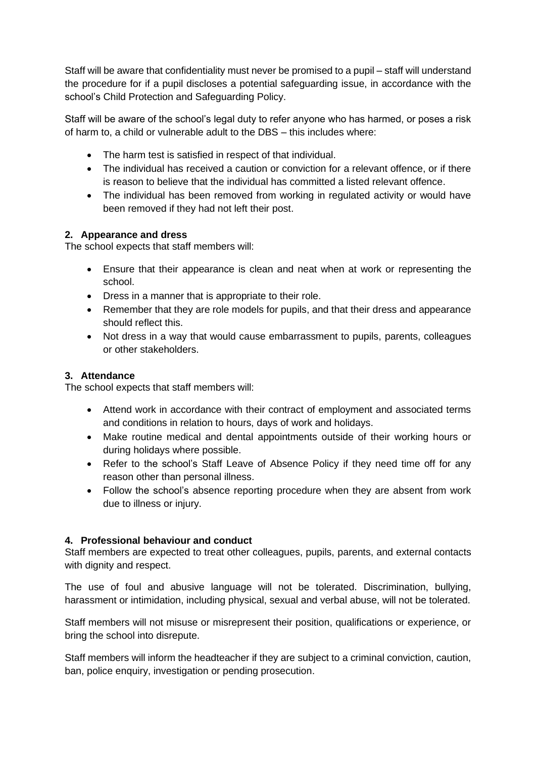Staff will be aware that confidentiality must never be promised to a pupil – staff will understand the procedure for if a pupil discloses a potential safeguarding issue, in accordance with the school's Child Protection and Safeguarding Policy.

Staff will be aware of the school's legal duty to refer anyone who has harmed, or poses a risk of harm to, a child or vulnerable adult to the DBS – this includes where:

- The harm test is satisfied in respect of that individual.
- The individual has received a caution or conviction for a relevant offence, or if there is reason to believe that the individual has committed a listed relevant offence.
- The individual has been removed from working in regulated activity or would have been removed if they had not left their post.

## 2. Appearance and dress

The school expects that staff members will:

- Ensure that their appearance is clean and neat when at work or representing the school.
- Dress in a manner that is appropriate to their role.
- Remember that they are role models for pupils, and that their dress and appearance should reflect this.
- Not dress in a way that would cause embarrassment to pupils, parents, colleagues or other stakeholders.

## 3. Attendance

The school expects that staff members will:

- Attend work in accordance with their contract of employment and associated terms and conditions in relation to hours, days of work and holidays.
- Make routine medical and dental appointments outside of their working hours or during holidays where possible.
- Refer to the school's Staff Leave of Absence Policy if they need time off for any reason other than personal illness.
- Follow the school's absence reporting procedure when they are absent from work due to illness or injury.

## 4. Professional behaviour and conduct

Staff members are expected to treat other colleagues, pupils, parents, and external contacts with dignity and respect.

The use of foul and abusive language will not be tolerated. Discrimination, bullying, harassment or intimidation, including physical, sexual and verbal abuse, will not be tolerated.

Staff members will not misuse or misrepresent their position, qualifications or experience, or bring the school into disrepute.

Staff members will inform the headteacher if they are subject to a criminal conviction, caution, ban, police enquiry, investigation or pending prosecution.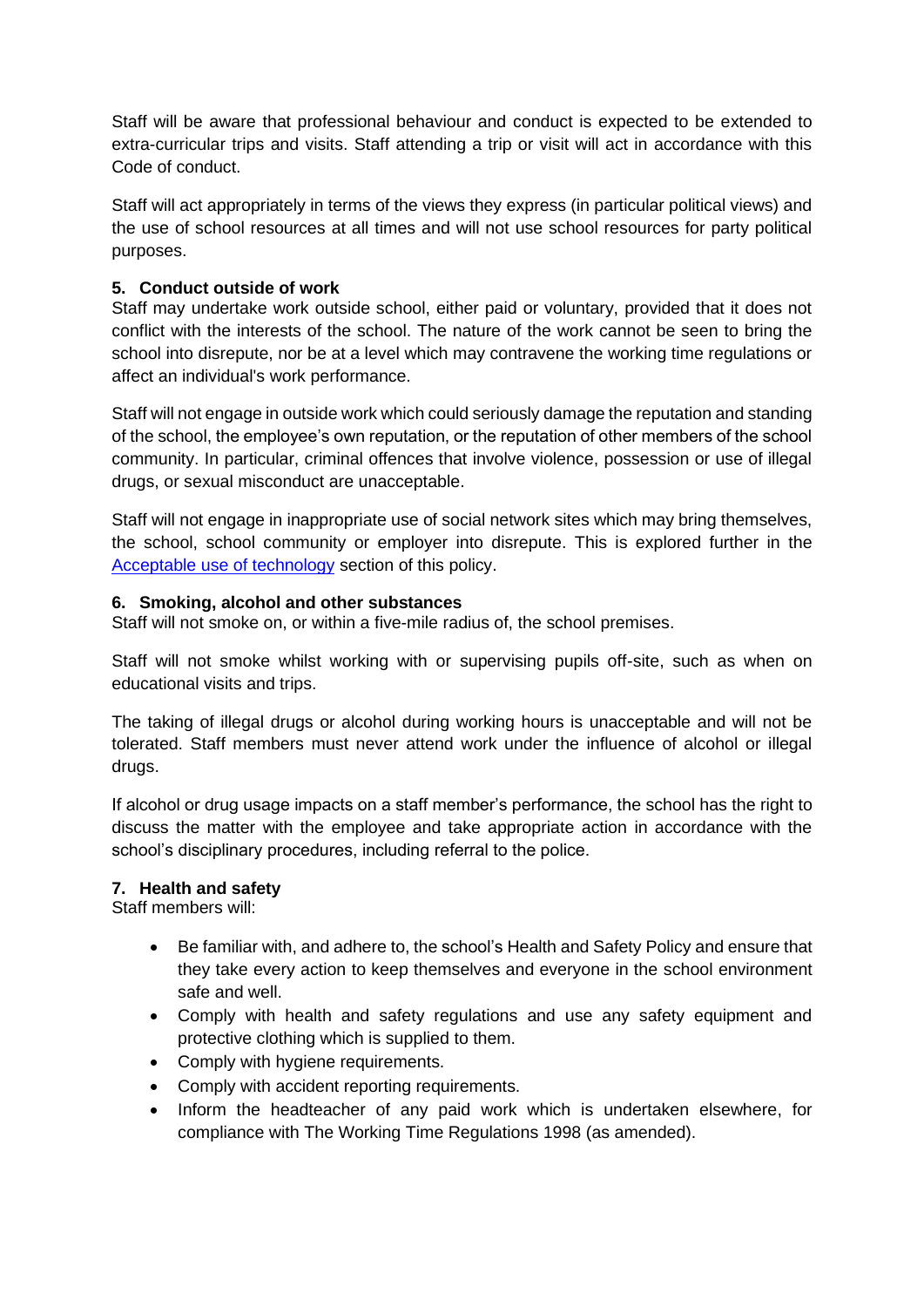Staff will be aware that professional behaviour and conduct is expected to be extended to extra-curricular trips and visits. Staff attending a trip or visit will act in accordance with this Code of conduct.

Staff will act appropriately in terms of the views they express (in particular political views) and the use of school resources at all times and will not use school resources for party political purposes.

## 5. Conduct outside of work

Staff may undertake work outside school, either paid or voluntary, provided that it does not conflict with the interests of the school. The nature of the work cannot be seen to bring the school into disrepute, nor be at a level which may contravene the working time regulations or affect an individual's work performance.

Staff will not engage in outside work which could seriously damage the reputation and standing of the school, the employee's own reputation, or the reputation of other members of the school community. In particular, criminal offences that involve violence, possession or use of illegal drugs, or sexual misconduct are unacceptable.

Staff will not engage in inappropriate use of social network sites which may bring themselves, the school, school community or employer into disrepute. This is explored further in the [Acceptable use of technology]() section of this policy.

## 6. Smoking, alcohol and other substances

Staff will not smoke on, or within a five-mile radius of, the school premises.

Staff will not smoke whilst working with or supervising pupils off-site, such as when on educational visits and trips.

The taking of illegal drugs or alcohol during working hours is unacceptable and will not be tolerated. Staff members must never attend work under the influence of alcohol or illegal drugs.

If alcohol or drug usage impacts on a staff member's performance, the school has the right to discuss the matter with the employee and take appropriate action in accordance with the school's disciplinary procedures, including referral to the police.

## 7. Health and safety

Staff members will:

- Be familiar with, and adhere to, the school's Health and Safety Policy and ensure that they take every action to keep themselves and everyone in the school environment safe and well.
- Comply with health and safety regulations and use any safety equipment and protective clothing which is supplied to them.
- Comply with hygiene requirements.
- Comply with accident reporting requirements.
- Inform the headteacher of any paid work which is undertaken elsewhere, for compliance with The Working Time Regulations 1998 (as amended).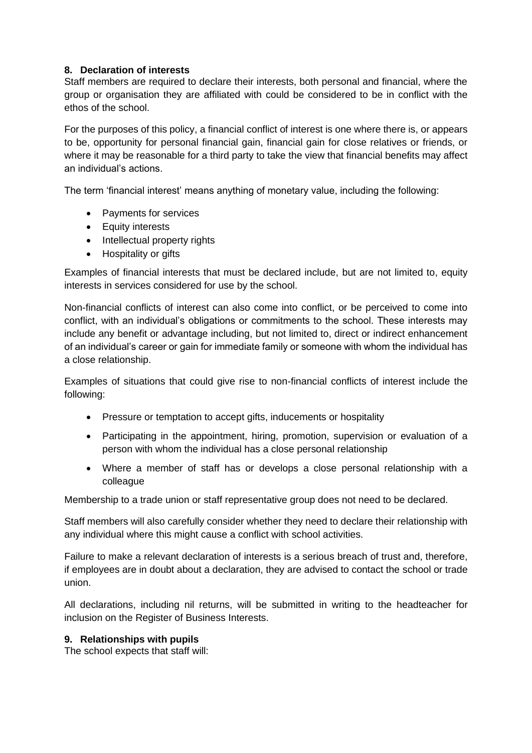## 8. Declaration of interests

Staff members are required to declare their interests, both personal and financial, where the group or organisation they are affiliated with could be considered to be in conflict with the ethos of the school.

For the purposes of this policy, a financial conflict of interest is one where there is, or appears to be, opportunity for personal financial gain, financial gain for close relatives or friends, or where it may be reasonable for a third party to take the view that financial benefits may affect an individual's actions.

The term 'financial interest' means anything of monetary value, including the following:

- Payments for services
- Equity interests
- Intellectual property rights
- Hospitality or gifts

Examples of financial interests that must be declared include, but are not limited to, equity interests in services considered for use by the school.

Non-financial conflicts of interest can also come into conflict, or be perceived to come into conflict, with an individual's obligations or commitments to the school. These interests may include any benefit or advantage including, but not limited to, direct or indirect enhancement of an individual's career or gain for immediate family or someone with whom the individual has a close relationship.

Examples of situations that could give rise to non-financial conflicts of interest include the following:

- Pressure or temptation to accept gifts, inducements or hospitality
- Participating in the appointment, hiring, promotion, supervision or evaluation of a person with whom the individual has a close personal relationship
- Where a member of staff has or develops a close personal relationship with a colleague

Membership to a trade union or staff representative group does not need to be declared.

Staff members will also carefully consider whether they need to declare their relationship with any individual where this might cause a conflict with school activities.

Failure to make a relevant declaration of interests is a serious breach of trust and, therefore, if employees are in doubt about a declaration, they are advised to contact the school or trade union.

All declarations, including nil returns, will be submitted in writing to the headteacher for inclusion on the Register of Business Interests.

## 9. Relationships with pupils

The school expects that staff will: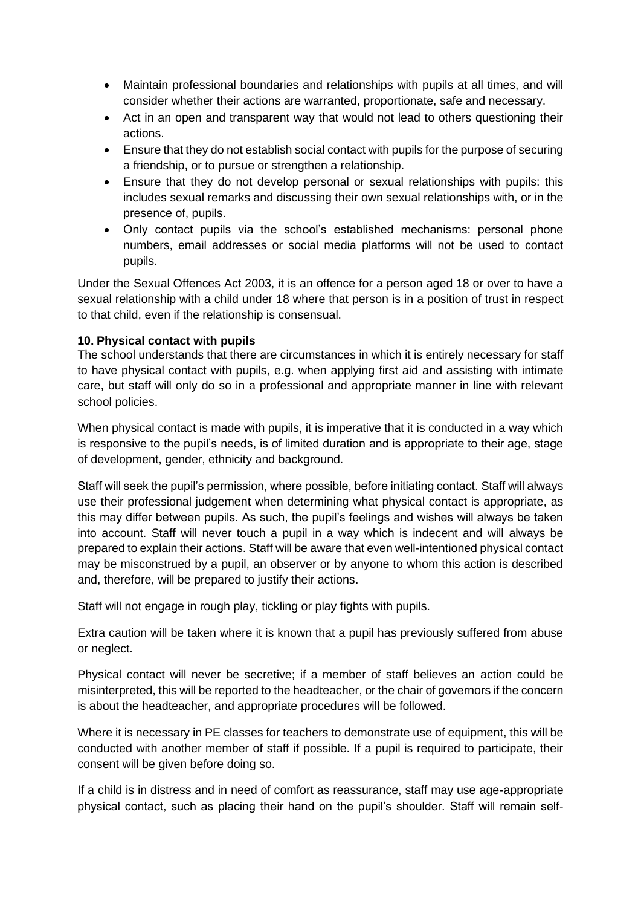- Maintain professional boundaries and relationships with pupils at all times, and will consider whether their actions are warranted, proportionate, safe and necessary.
- Act in an open and transparent way that would not lead to others questioning their actions.
- Ensure that they do not establish social contact with pupils for the purpose of securing a friendship, or to pursue or strengthen a relationship.
- Ensure that they do not develop personal or sexual relationships with pupils: this includes sexual remarks and discussing their own sexual relationships with, or in the presence of, pupils.
- Only contact pupils via the school's established mechanisms: personal phone numbers, email addresses or social media platforms will not be used to contact pupils.

Under the Sexual Offences Act 2003, it is an offence for a person aged 18 or over to have a sexual relationship with a child under 18 where that person is in a position of trust in respect to that child, even if the relationship is consensual.

**10. Physical contact with pupils**

The school understands that there are circumstances in which it is entirely necessary for staff to have physical contact with pupils, e.g. when applying first aid and assisting with intimate care, but staff will only do so in a professional and appropriate manner in line with relevant school policies.

When physical contact is made with pupils, it is imperative that it is conducted in a way which is responsive to the pupil's needs, is of limited duration and is appropriate to their age, stage of development, gender, ethnicity and background.

Staff will seek the pupil's permission, where possible, before initiating contact. Staff will always use their professional judgement when determining what physical contact is appropriate, as this may differ between pupils. As such, the pupil's feelings and wishes will always be taken into account. Staff will never touch a pupil in a way which is indecent and will always be prepared to explain their actions. Staff will be aware that even well-intentioned physical contact may be misconstrued by a pupil, an observer or by anyone to whom this action is described and, therefore, will be prepared to justify their actions.

Staff will not engage in rough play, tickling or play fights with pupils.

Extra caution will be taken where it is known that a pupil has previously suffered from abuse or neglect.

Physical contact will never be secretive; if a member of staff believes an action could be misinterpreted, this will be reported to the headteacher, or the chair of governors if the concern is about the headteacher, and appropriate procedures will be followed.

Where it is necessary in PE classes for teachers to demonstrate use of equipment, this will be conducted with another member of staff if possible. If a pupil is required to participate, their consent will be given before doing so.

If a child is in distress and in need of comfort as reassurance, staff may use age-appropriate physical contact, such as placing their hand on the pupil's shoulder. Staff will remain self-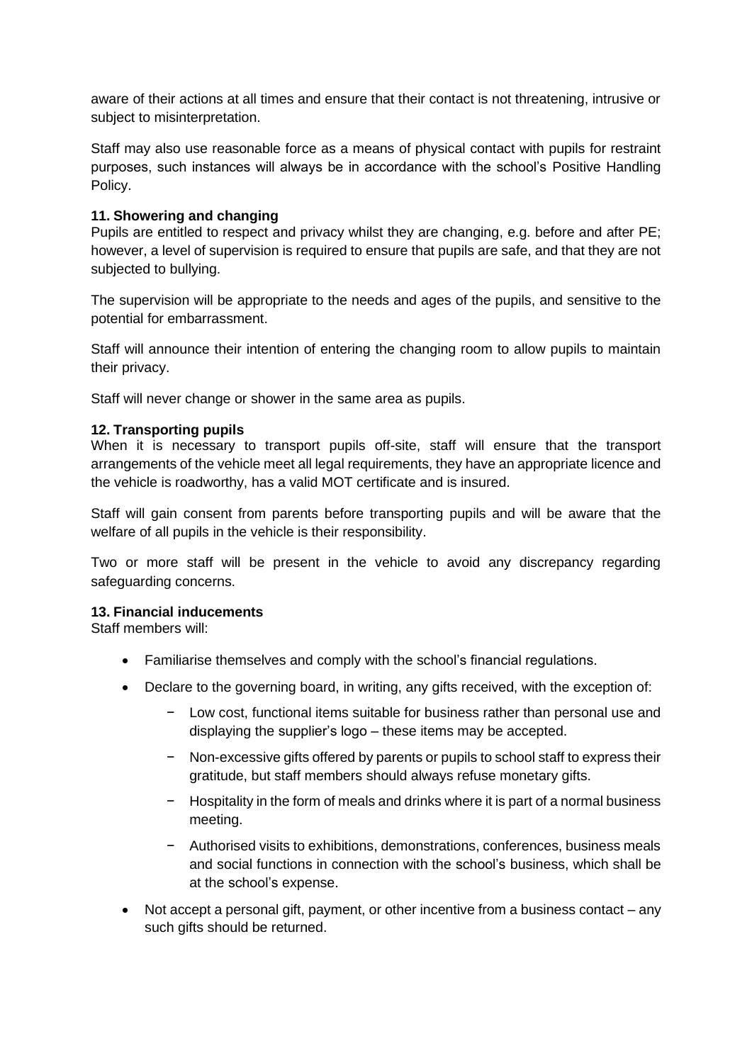aware of their actions at all times and ensure that their contact is not threatening, intrusive or subject to misinterpretation.

Staff may also use reasonable force as a means of physical contact with pupils for restraint purposes, such instances will always be in accordance with the school's Positive Handling Policy.

**11. Showering and changing**

Pupils are entitled to respect and privacy whilst they are changing, e.g. before and after PE; however, a level of supervision is required to ensure that pupils are safe, and that they are not subjected to bullying.

The supervision will be appropriate to the needs and ages of the pupils, and sensitive to the potential for embarrassment.

Staff will announce their intention of entering the changing room to allow pupils to maintain their privacy.

Staff will never change or shower in the same area as pupils.

**12. Transporting pupils**

When it is necessary to transport pupils off-site, staff will ensure that the transport arrangements of the vehicle meet all legal requirements, they have an appropriate licence and the vehicle is roadworthy, has a valid MOT certificate and is insured.

Staff will gain consent from parents before transporting pupils and will be aware that the welfare of all pupils in the vehicle is their responsibility.

Two or more staff will be present in the vehicle to avoid any discrepancy regarding safeguarding concerns.

**13. Financial inducements**

Staff members will:

- Familiarise themselves and comply with the school's financial regulations.
- Declare to the governing board, in writing, any gifts received, with the exception of:
  - Low cost, functional items suitable for business rather than personal use and displaying the supplier's logo – these items may be accepted.
  - Non-excessive gifts offered by parents or pupils to school staff to express their gratitude, but staff members should always refuse monetary gifts.
  - Hospitality in the form of meals and drinks where it is part of a normal business meeting.
  - Authorised visits to exhibitions, demonstrations, conferences, business meals and social functions in connection with the school's business, which shall be at the school's expense.
- Not accept a personal gift, payment, or other incentive from a business contact – any such gifts should be returned.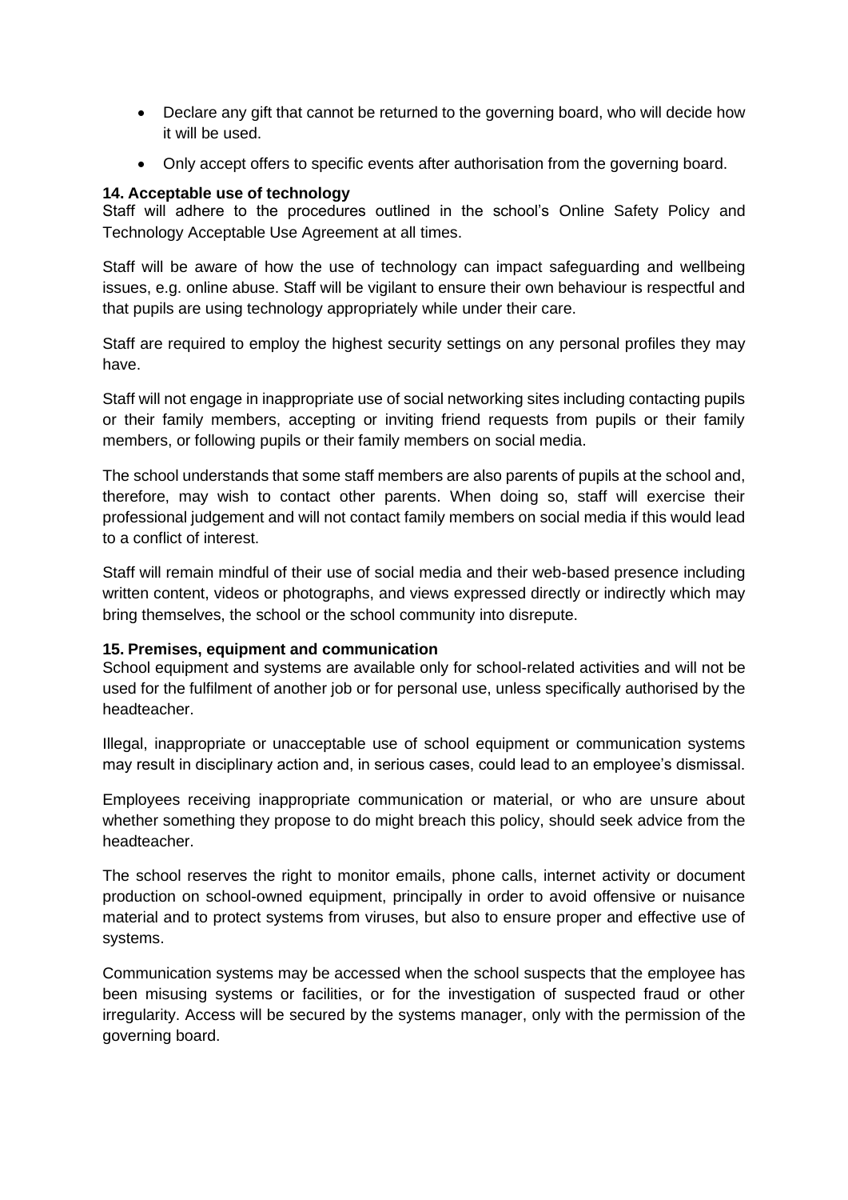- Declare any gift that cannot be returned to the governing board, who will decide how it will be used.
- Only accept offers to specific events after authorisation from the governing board.

**14. Acceptable use of technology**

Staff will adhere to the procedures outlined in the school's Online Safety Policy and Technology Acceptable Use Agreement at all times.

Staff will be aware of how the use of technology can impact safeguarding and wellbeing issues, e.g. online abuse. Staff will be vigilant to ensure their own behaviour is respectful and that pupils are using technology appropriately while under their care.

Staff are required to employ the highest security settings on any personal profiles they may have.

Staff will not engage in inappropriate use of social networking sites including contacting pupils or their family members, accepting or inviting friend requests from pupils or their family members, or following pupils or their family members on social media.

The school understands that some staff members are also parents of pupils at the school and, therefore, may wish to contact other parents. When doing so, staff will exercise their professional judgement and will not contact family members on social media if this would lead to a conflict of interest.

Staff will remain mindful of their use of social media and their web-based presence including written content, videos or photographs, and views expressed directly or indirectly which may bring themselves, the school or the school community into disrepute.

**15. Premises, equipment and communication**

School equipment and systems are available only for school-related activities and will not be used for the fulfilment of another job or for personal use, unless specifically authorised by the headteacher.

Illegal, inappropriate or unacceptable use of school equipment or communication systems may result in disciplinary action and, in serious cases, could lead to an employee's dismissal.

Employees receiving inappropriate communication or material, or who are unsure about whether something they propose to do might breach this policy, should seek advice from the headteacher.

The school reserves the right to monitor emails, phone calls, internet activity or document production on school-owned equipment, principally in order to avoid offensive or nuisance material and to protect systems from viruses, but also to ensure proper and effective use of systems.

Communication systems may be accessed when the school suspects that the employee has been misusing systems or facilities, or for the investigation of suspected fraud or other irregularity. Access will be secured by the systems manager, only with the permission of the governing board.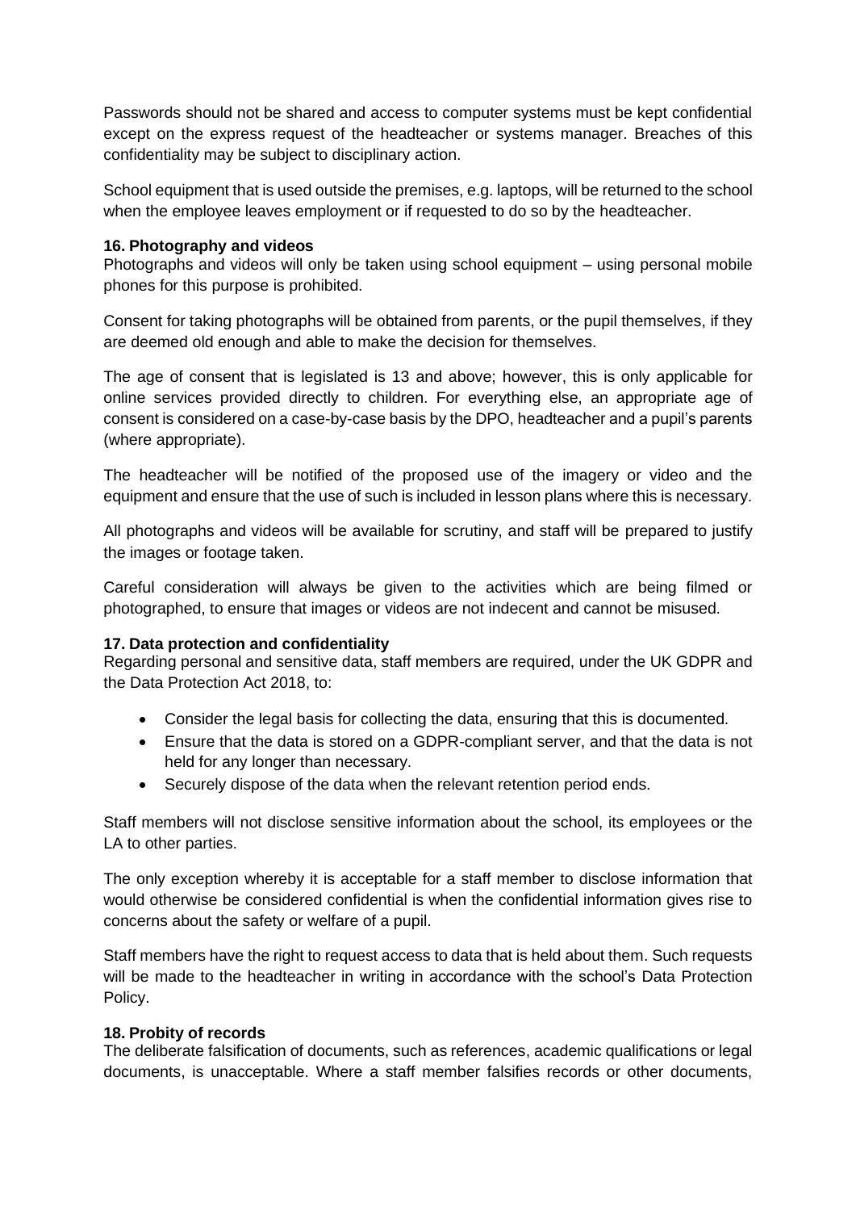Passwords should not be shared and access to computer systems must be kept confidential except on the express request of the headteacher or systems manager. Breaches of this confidentiality may be subject to disciplinary action.

School equipment that is used outside the premises, e.g. laptops, will be returned to the school when the employee leaves employment or if requested to do so by the headteacher.

**16. Photography and videos**

Photographs and videos will only be taken using school equipment – using personal mobile phones for this purpose is prohibited.

Consent for taking photographs will be obtained from parents, or the pupil themselves, if they are deemed old enough and able to make the decision for themselves.

The age of consent that is legislated is 13 and above; however, this is only applicable for online services provided directly to children. For everything else, an appropriate age of consent is considered on a case-by-case basis by the DPO, headteacher and a pupil's parents (where appropriate).

The headteacher will be notified of the proposed use of the imagery or video and the equipment and ensure that the use of such is included in lesson plans where this is necessary.

All photographs and videos will be available for scrutiny, and staff will be prepared to justify the images or footage taken.

Careful consideration will always be given to the activities which are being filmed or photographed, to ensure that images or videos are not indecent and cannot be misused.

**17. Data protection and confidentiality**

Regarding personal and sensitive data, staff members are required, under the UK GDPR and the Data Protection Act 2018, to:

- Consider the legal basis for collecting the data, ensuring that this is documented.
- Ensure that the data is stored on a GDPR-compliant server, and that the data is not held for any longer than necessary.
- Securely dispose of the data when the relevant retention period ends.

Staff members will not disclose sensitive information about the school, its employees or the LA to other parties.

The only exception whereby it is acceptable for a staff member to disclose information that would otherwise be considered confidential is when the confidential information gives rise to concerns about the safety or welfare of a pupil.

Staff members have the right to request access to data that is held about them. Such requests will be made to the headteacher in writing in accordance with the school's Data Protection Policy.

**18. Probity of records**

The deliberate falsification of documents, such as references, academic qualifications or legal documents, is unacceptable. Where a staff member falsifies records or other documents,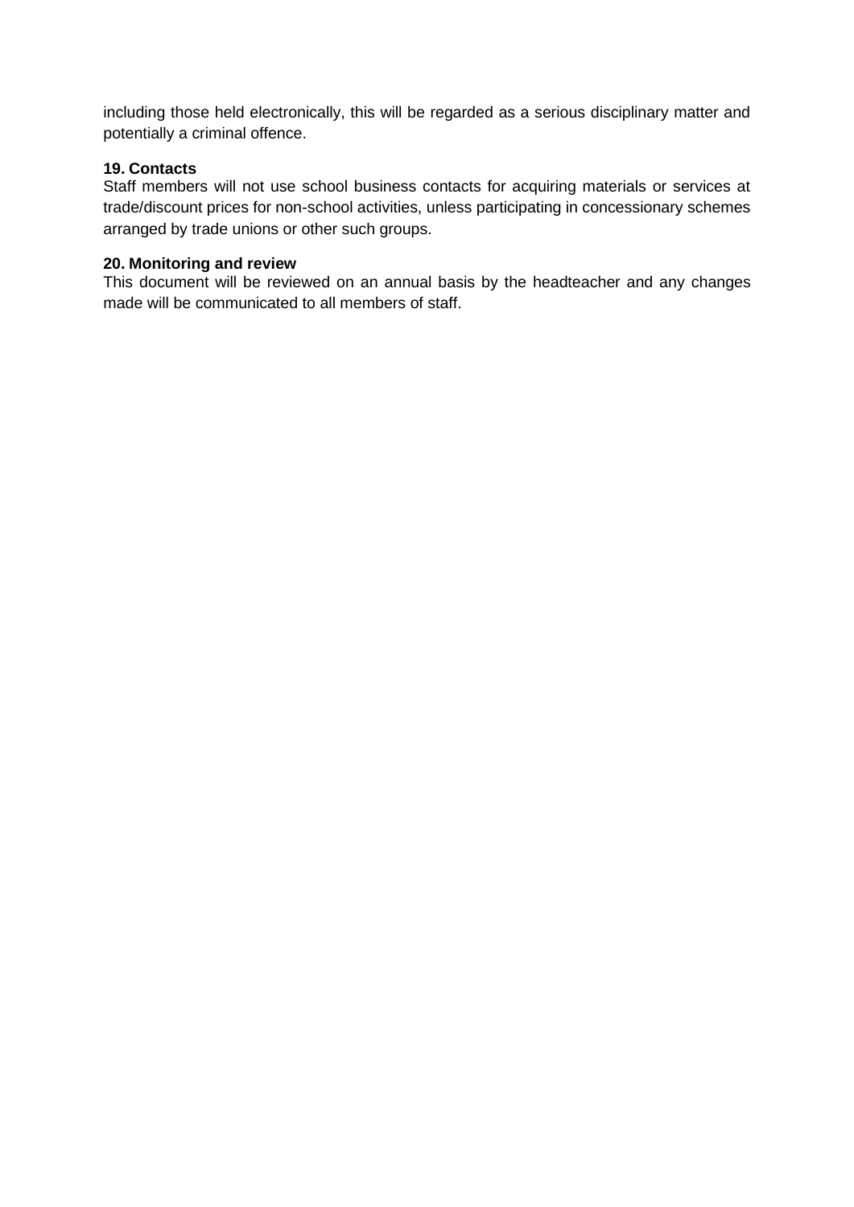including those held electronically, this will be regarded as a serious disciplinary matter and potentially a criminal offence.

**19. Contacts**

Staff members will not use school business contacts for acquiring materials or services at trade/discount prices for non-school activities, unless participating in concessionary schemes arranged by trade unions or other such groups.

**20. Monitoring and review**

This document will be reviewed on an annual basis by the headteacher and any changes made will be communicated to all members of staff.